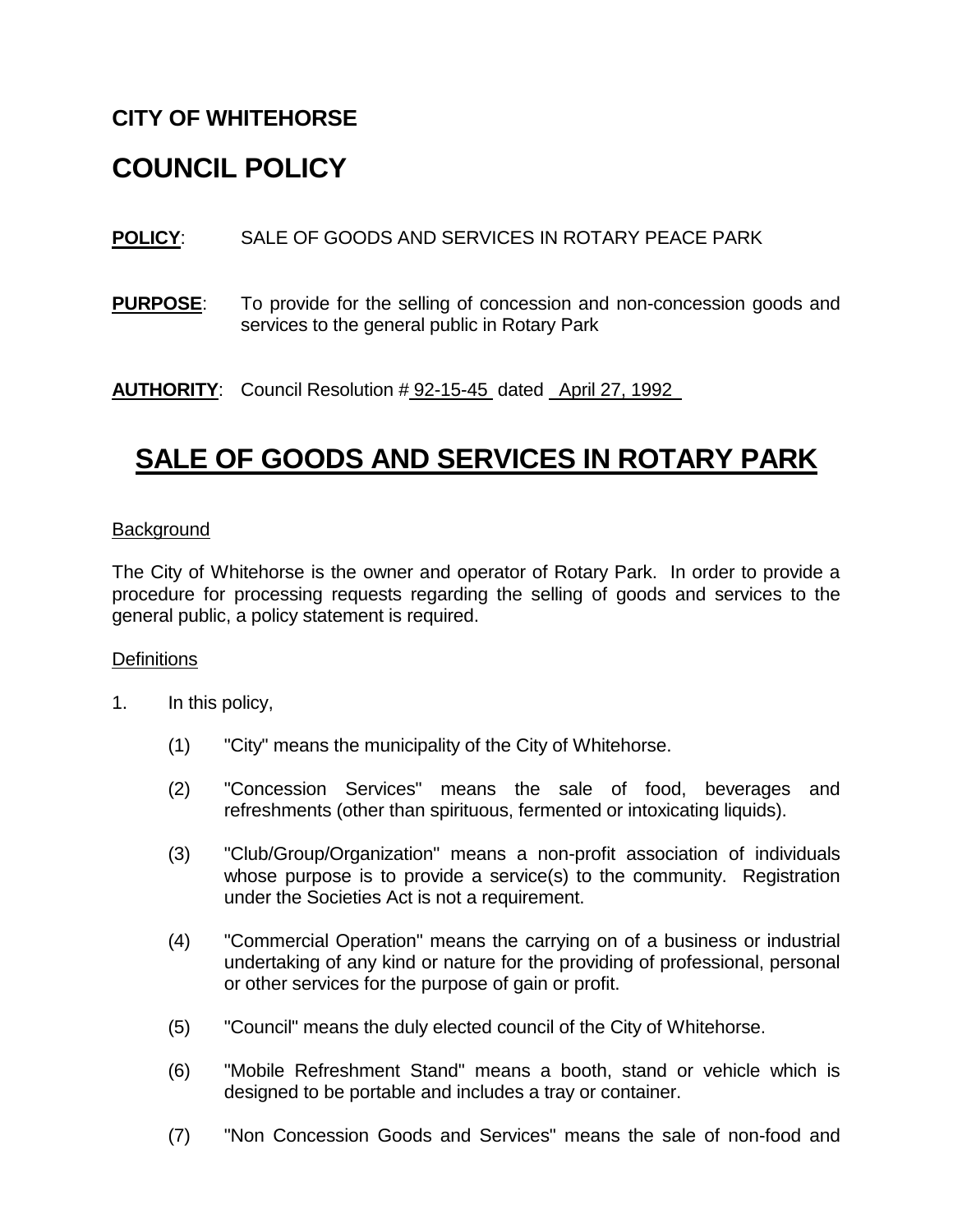**CITY OF WHITEHORSE**

# COUNCIL POLICY

**POLICY**: SALE OF GOODS AND SERVICES IN ROTARY PEACE PARK

**PURPOSE**: To provide for the selling of concession and non-concession goods and services to the general public in Rotary Park

**AUTHORITY**: Council Resolution # 92-15-45 dated April 27, 1992

## SALE OF GOODS AND SERVICES IN ROTARY PARK

Background

The City of Whitehorse is the owner and operator of Rotary Park. In order to provide a procedure for processing requests regarding the selling of goods and services to the general public, a policy statement is required.

Definitions

1. In this policy,

   (1) "City" means the municipality of the City of Whitehorse.

   (2) "Concession Services" means the sale of food, beverages and refreshments (other than spirituous, fermented or intoxicating liquids).

   (3) "Club/Group/Organization" means a non-profit association of individuals whose purpose is to provide a service(s) to the community. Registration under the Societies Act is not a requirement.

   (4) "Commercial Operation" means the carrying on of a business or industrial undertaking of any kind or nature for the providing of professional, personal or other services for the purpose of gain or profit.

   (5) "Council" means the duly elected council of the City of Whitehorse.

   (6) "Mobile Refreshment Stand" means a booth, stand or vehicle which is designed to be portable and includes a tray or container.

   (7) "Non Concession Goods and Services" means the sale of non-food and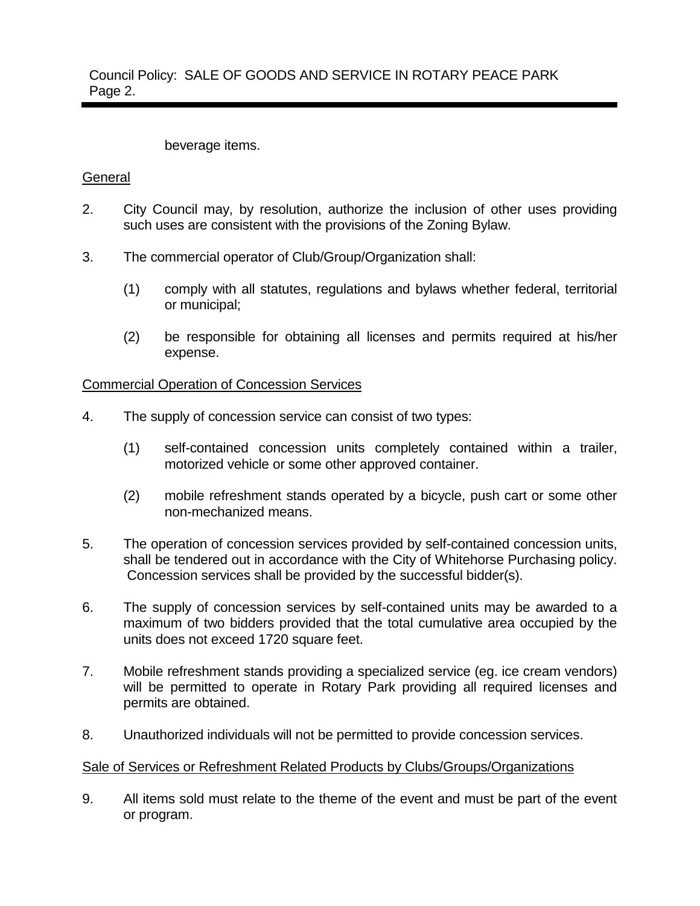beverage items.

General

2. City Council may, by resolution, authorize the inclusion of other uses providing such uses are consistent with the provisions of the Zoning Bylaw.

3. The commercial operator of Club/Group/Organization shall:

   (1) comply with all statutes, regulations and bylaws whether federal, territorial or municipal;

   (2) be responsible for obtaining all licenses and permits required at his/her expense.

Commercial Operation of Concession Services

4. The supply of concession service can consist of two types:

   (1) self-contained concession units completely contained within a trailer, motorized vehicle or some other approved container.

   (2) mobile refreshment stands operated by a bicycle, push cart or some other non-mechanized means.

5. The operation of concession services provided by self-contained concession units, shall be tendered out in accordance with the City of Whitehorse Purchasing policy. Concession services shall be provided by the successful bidder(s).

6. The supply of concession services by self-contained units may be awarded to a maximum of two bidders provided that the total cumulative area occupied by the units does not exceed 1720 square feet.

7. Mobile refreshment stands providing a specialized service (eg. ice cream vendors) will be permitted to operate in Rotary Park providing all required licenses and permits are obtained.

8. Unauthorized individuals will not be permitted to provide concession services.

Sale of Services or Refreshment Related Products by Clubs/Groups/Organizations

9. All items sold must relate to the theme of the event and must be part of the event or program.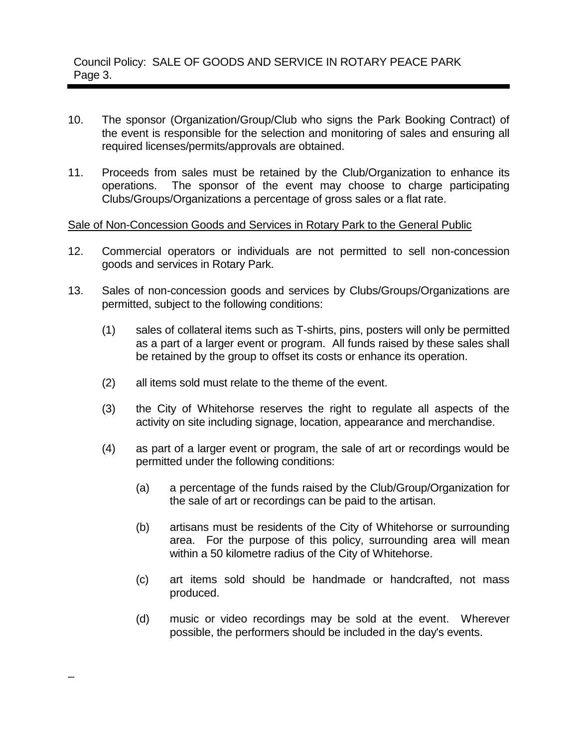10. The sponsor (Organization/Group/Club who signs the Park Booking Contract) of the event is responsible for the selection and monitoring of sales and ensuring all required licenses/permits/approvals are obtained.

11. Proceeds from sales must be retained by the Club/Organization to enhance its operations. The sponsor of the event may choose to charge participating Clubs/Groups/Organizations a percentage of gross sales or a flat rate.

<u>Sale of Non-Concession Goods and Services in Rotary Park to the General Public</u>

12. Commercial operators or individuals are not permitted to sell non-concession goods and services in Rotary Park.

13. Sales of non-concession goods and services by Clubs/Groups/Organizations are permitted, subject to the following conditions:

    (1) sales of collateral items such as T-shirts, pins, posters will only be permitted as a part of a larger event or program. All funds raised by these sales shall be retained by the group to offset its costs or enhance its operation.

    (2) all items sold must relate to the theme of the event.

    (3) the City of Whitehorse reserves the right to regulate all aspects of the activity on site including signage, location, appearance and merchandise.

    (4) as part of a larger event or program, the sale of art or recordings would be permitted under the following conditions:

        (a) a percentage of the funds raised by the Club/Group/Organization for the sale of art or recordings can be paid to the artisan.

        (b) artisans must be residents of the City of Whitehorse or surrounding area. For the purpose of this policy, surrounding area will mean within a 50 kilometre radius of the City of Whitehorse.

        (c) art items sold should be handmade or handcrafted, not mass produced.

        (d) music or video recordings may be sold at the event. Wherever possible, the performers should be included in the day's events.